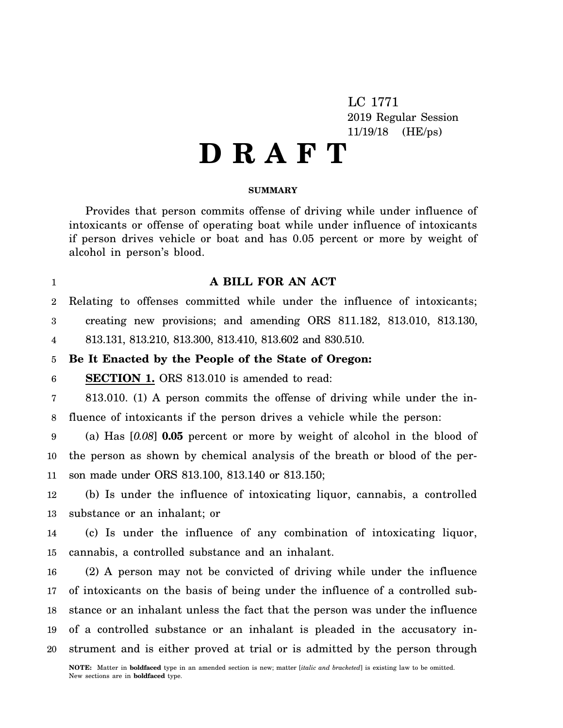LC 1771
2019 Regular Session
11/19/18 (HE/ps)

# D R A F T

**SUMMARY**

Provides that person commits offense of driving while under influence of intoxicants or offense of operating boat while under influence of intoxicants if person drives vehicle or boat and has 0.05 percent or more by weight of alcohol in person's blood.

**A BILL FOR AN ACT**

Relating to offenses committed while under the influence of intoxicants; creating new provisions; and amending ORS 811.182, 813.010, 813.130, 813.131, 813.210, 813.300, 813.410, 813.602 and 830.510.

**Be It Enacted by the People of the State of Oregon:**

**SECTION 1.** ORS 813.010 is amended to read:

813.010. (1) A person commits the offense of driving while under the influence of intoxicants if the person drives a vehicle while the person:

(a) Has [*0.08*] **0.05** percent or more by weight of alcohol in the blood of the person as shown by chemical analysis of the breath or blood of the person made under ORS 813.100, 813.140 or 813.150;

(b) Is under the influence of intoxicating liquor, cannabis, a controlled substance or an inhalant; or

(c) Is under the influence of any combination of intoxicating liquor, cannabis, a controlled substance and an inhalant.

(2) A person may not be convicted of driving while under the influence of intoxicants on the basis of being under the influence of a controlled substance or an inhalant unless the fact that the person was under the influence of a controlled substance or an inhalant is pleaded in the accusatory instrument and is either proved at trial or is admitted by the person through

**NOTE:** Matter in **boldfaced** type in an amended section is new; matter [*italic and bracketed*] is existing law to be omitted. New sections are in **boldfaced** type.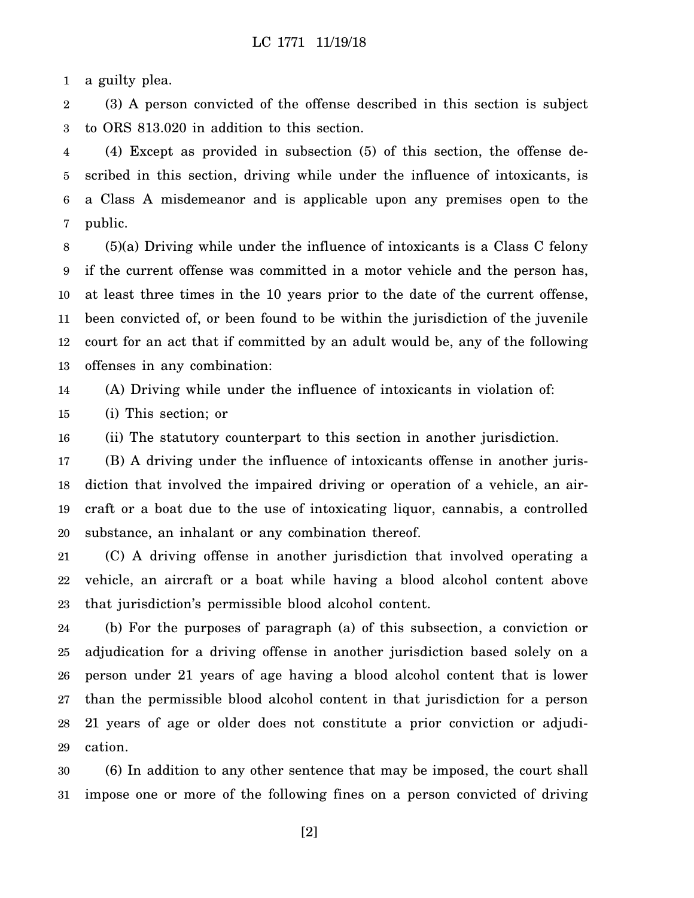a guilty plea.

(3) A person convicted of the offense described in this section is subject to ORS 813.020 in addition to this section.

(4) Except as provided in subsection (5) of this section, the offense described in this section, driving while under the influence of intoxicants, is a Class A misdemeanor and is applicable upon any premises open to the public.

(5)(a) Driving while under the influence of intoxicants is a Class C felony if the current offense was committed in a motor vehicle and the person has, at least three times in the 10 years prior to the date of the current offense, been convicted of, or been found to be within the jurisdiction of the juvenile court for an act that if committed by an adult would be, any of the following offenses in any combination:

(A) Driving while under the influence of intoxicants in violation of:

(i) This section; or

(ii) The statutory counterpart to this section in another jurisdiction.

(B) A driving under the influence of intoxicants offense in another jurisdiction that involved the impaired driving or operation of a vehicle, an aircraft or a boat due to the use of intoxicating liquor, cannabis, a controlled substance, an inhalant or any combination thereof.

(C) A driving offense in another jurisdiction that involved operating a vehicle, an aircraft or a boat while having a blood alcohol content above that jurisdiction's permissible blood alcohol content.

(b) For the purposes of paragraph (a) of this subsection, a conviction or adjudication for a driving offense in another jurisdiction based solely on a person under 21 years of age having a blood alcohol content that is lower than the permissible blood alcohol content in that jurisdiction for a person 21 years of age or older does not constitute a prior conviction or adjudication.

(6) In addition to any other sentence that may be imposed, the court shall impose one or more of the following fines on a person convicted of driving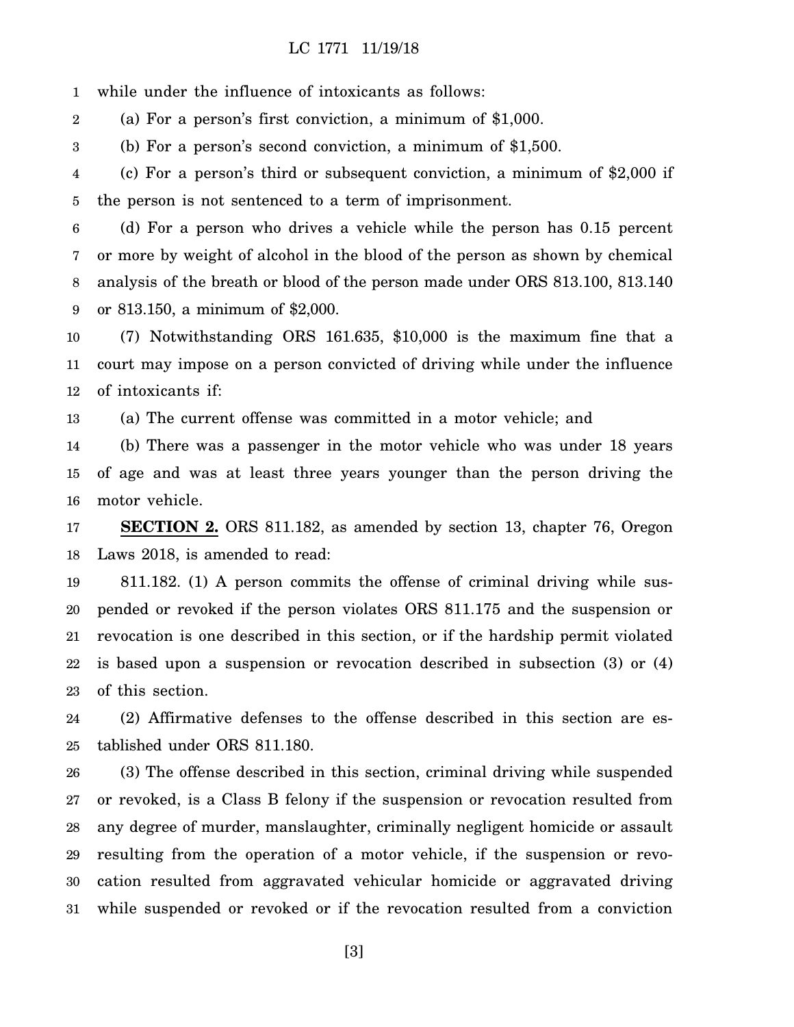while under the influence of intoxicants as follows:

(a) For a person's first conviction, a minimum of $1,000.

(b) For a person's second conviction, a minimum of $1,500.

(c) For a person's third or subsequent conviction, a minimum of $2,000 if the person is not sentenced to a term of imprisonment.

(d) For a person who drives a vehicle while the person has 0.15 percent or more by weight of alcohol in the blood of the person as shown by chemical analysis of the breath or blood of the person made under ORS 813.100, 813.140 or 813.150, a minimum of $2,000.

(7) Notwithstanding ORS 161.635, $10,000 is the maximum fine that a court may impose on a person convicted of driving while under the influence of intoxicants if:

(a) The current offense was committed in a motor vehicle; and

(b) There was a passenger in the motor vehicle who was under 18 years of age and was at least three years younger than the person driving the motor vehicle.

**SECTION 2.** ORS 811.182, as amended by section 13, chapter 76, Oregon Laws 2018, is amended to read:

811.182. (1) A person commits the offense of criminal driving while suspended or revoked if the person violates ORS 811.175 and the suspension or revocation is one described in this section, or if the hardship permit violated is based upon a suspension or revocation described in subsection (3) or (4) of this section.

(2) Affirmative defenses to the offense described in this section are established under ORS 811.180.

(3) The offense described in this section, criminal driving while suspended or revoked, is a Class B felony if the suspension or revocation resulted from any degree of murder, manslaughter, criminally negligent homicide or assault resulting from the operation of a motor vehicle, if the suspension or revocation resulted from aggravated vehicular homicide or aggravated driving while suspended or revoked or if the revocation resulted from a conviction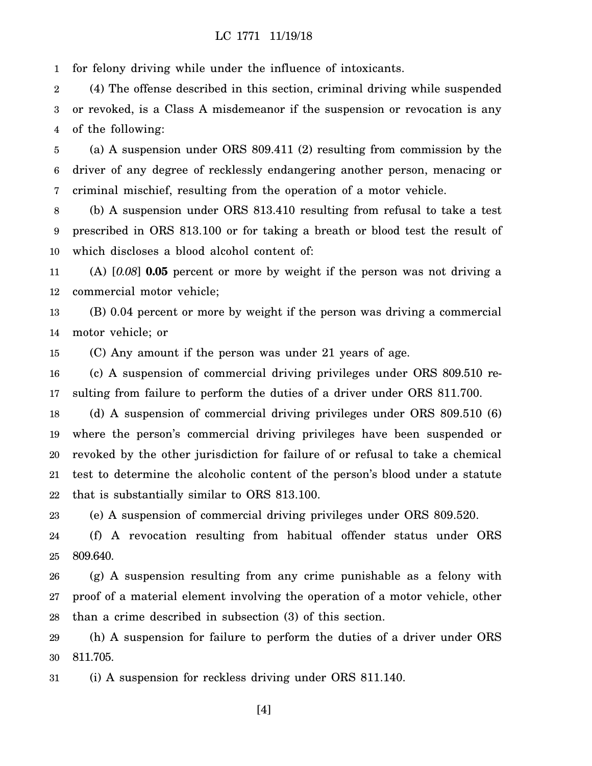for felony driving while under the influence of intoxicants.

(4) The offense described in this section, criminal driving while suspended or revoked, is a Class A misdemeanor if the suspension or revocation is any of the following:

(a) A suspension under ORS 809.411 (2) resulting from commission by the driver of any degree of recklessly endangering another person, menacing or criminal mischief, resulting from the operation of a motor vehicle.

(b) A suspension under ORS 813.410 resulting from refusal to take a test prescribed in ORS 813.100 or for taking a breath or blood test the result of which discloses a blood alcohol content of:

(A) [*0.08*] **0.05** percent or more by weight if the person was not driving a commercial motor vehicle;

(B) 0.04 percent or more by weight if the person was driving a commercial motor vehicle; or

(C) Any amount if the person was under 21 years of age.

(c) A suspension of commercial driving privileges under ORS 809.510 resulting from failure to perform the duties of a driver under ORS 811.700.

(d) A suspension of commercial driving privileges under ORS 809.510 (6) where the person's commercial driving privileges have been suspended or revoked by the other jurisdiction for failure of or refusal to take a chemical test to determine the alcoholic content of the person's blood under a statute that is substantially similar to ORS 813.100.

(e) A suspension of commercial driving privileges under ORS 809.520.

(f) A revocation resulting from habitual offender status under ORS 809.640.

(g) A suspension resulting from any crime punishable as a felony with proof of a material element involving the operation of a motor vehicle, other than a crime described in subsection (3) of this section.

(h) A suspension for failure to perform the duties of a driver under ORS 811.705.

(i) A suspension for reckless driving under ORS 811.140.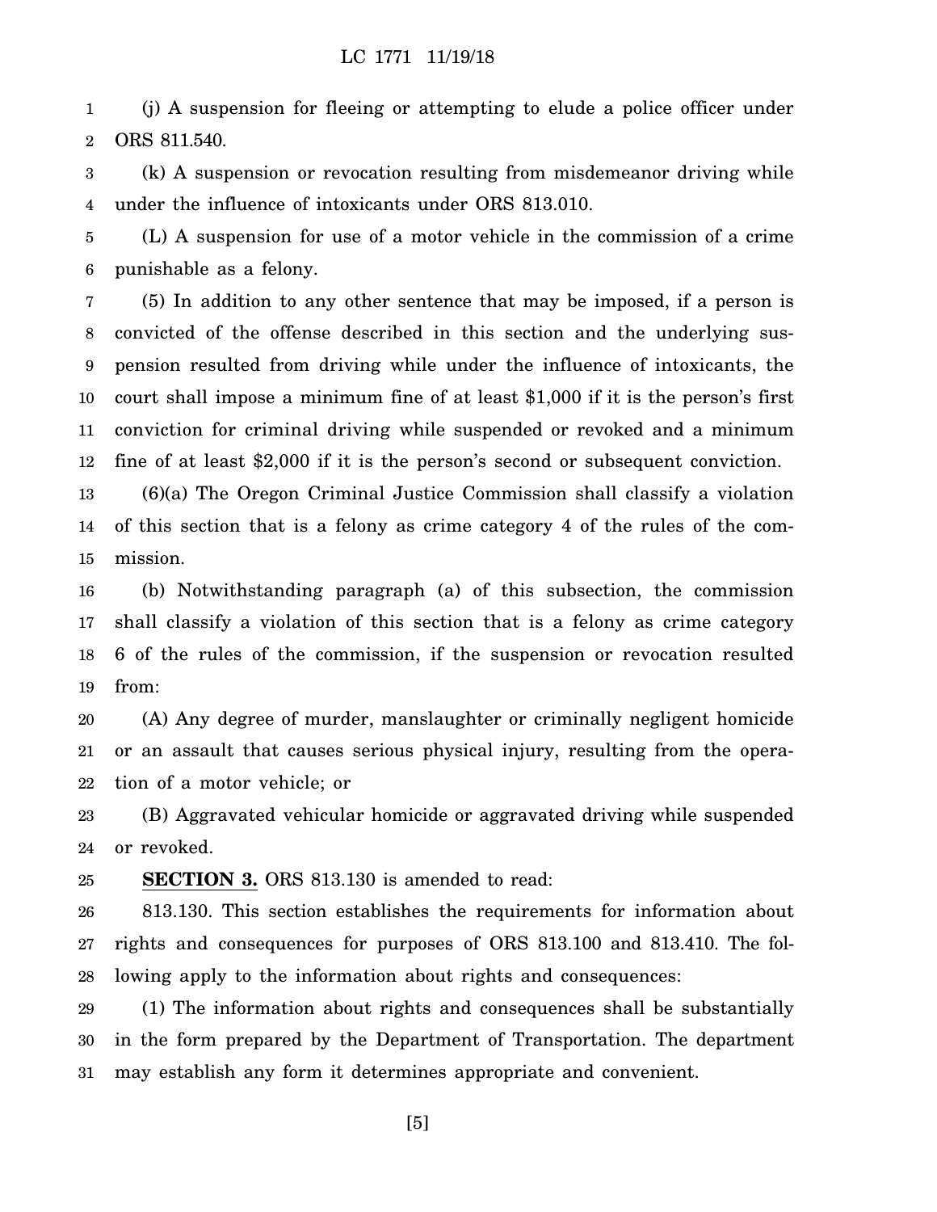(j) A suspension for fleeing or attempting to elude a police officer under ORS 811.540.

(k) A suspension or revocation resulting from misdemeanor driving while under the influence of intoxicants under ORS 813.010.

(L) A suspension for use of a motor vehicle in the commission of a crime punishable as a felony.

(5) In addition to any other sentence that may be imposed, if a person is convicted of the offense described in this section and the underlying suspension resulted from driving while under the influence of intoxicants, the court shall impose a minimum fine of at least $1,000 if it is the person's first conviction for criminal driving while suspended or revoked and a minimum fine of at least $2,000 if it is the person's second or subsequent conviction.

(6)(a) The Oregon Criminal Justice Commission shall classify a violation of this section that is a felony as crime category 4 of the rules of the commission.

(b) Notwithstanding paragraph (a) of this subsection, the commission shall classify a violation of this section that is a felony as crime category 6 of the rules of the commission, if the suspension or revocation resulted from:

(A) Any degree of murder, manslaughter or criminally negligent homicide or an assault that causes serious physical injury, resulting from the operation of a motor vehicle; or

(B) Aggravated vehicular homicide or aggravated driving while suspended or revoked.

**SECTION 3.** ORS 813.130 is amended to read:

813.130. This section establishes the requirements for information about rights and consequences for purposes of ORS 813.100 and 813.410. The following apply to the information about rights and consequences:

(1) The information about rights and consequences shall be substantially in the form prepared by the Department of Transportation. The department may establish any form it determines appropriate and convenient.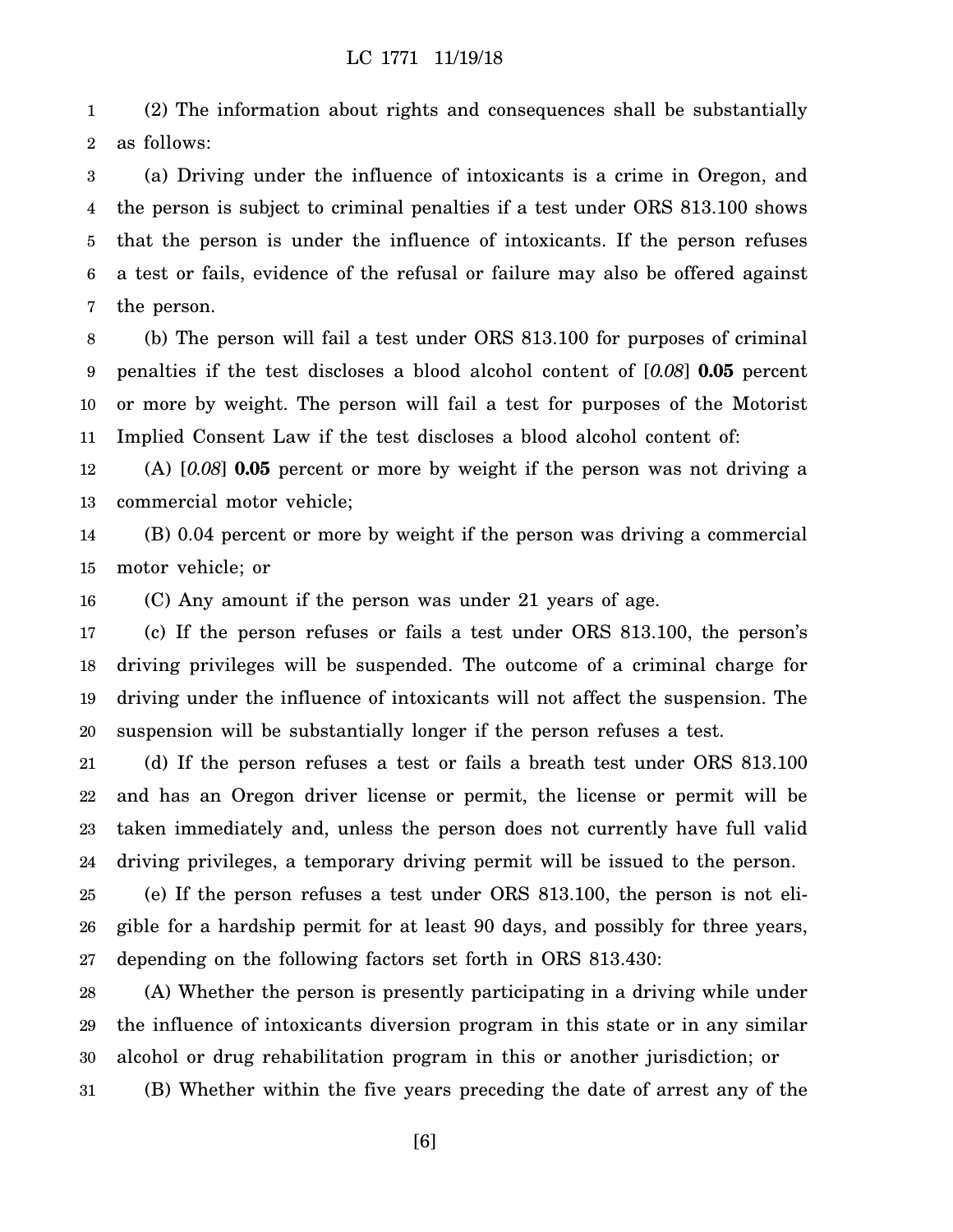(2) The information about rights and consequences shall be substantially as follows:

(a) Driving under the influence of intoxicants is a crime in Oregon, and the person is subject to criminal penalties if a test under ORS 813.100 shows that the person is under the influence of intoxicants. If the person refuses a test or fails, evidence of the refusal or failure may also be offered against the person.

(b) The person will fail a test under ORS 813.100 for purposes of criminal penalties if the test discloses a blood alcohol content of [*0.08*] **0.05** percent or more by weight. The person will fail a test for purposes of the Motorist Implied Consent Law if the test discloses a blood alcohol content of:

(A) [*0.08*] **0.05** percent or more by weight if the person was not driving a commercial motor vehicle;

(B) 0.04 percent or more by weight if the person was driving a commercial motor vehicle; or

(C) Any amount if the person was under 21 years of age.

(c) If the person refuses or fails a test under ORS 813.100, the person's driving privileges will be suspended. The outcome of a criminal charge for driving under the influence of intoxicants will not affect the suspension. The suspension will be substantially longer if the person refuses a test.

(d) If the person refuses a test or fails a breath test under ORS 813.100 and has an Oregon driver license or permit, the license or permit will be taken immediately and, unless the person does not currently have full valid driving privileges, a temporary driving permit will be issued to the person.

(e) If the person refuses a test under ORS 813.100, the person is not eligible for a hardship permit for at least 90 days, and possibly for three years, depending on the following factors set forth in ORS 813.430:

(A) Whether the person is presently participating in a driving while under the influence of intoxicants diversion program in this state or in any similar alcohol or drug rehabilitation program in this or another jurisdiction; or

(B) Whether within the five years preceding the date of arrest any of the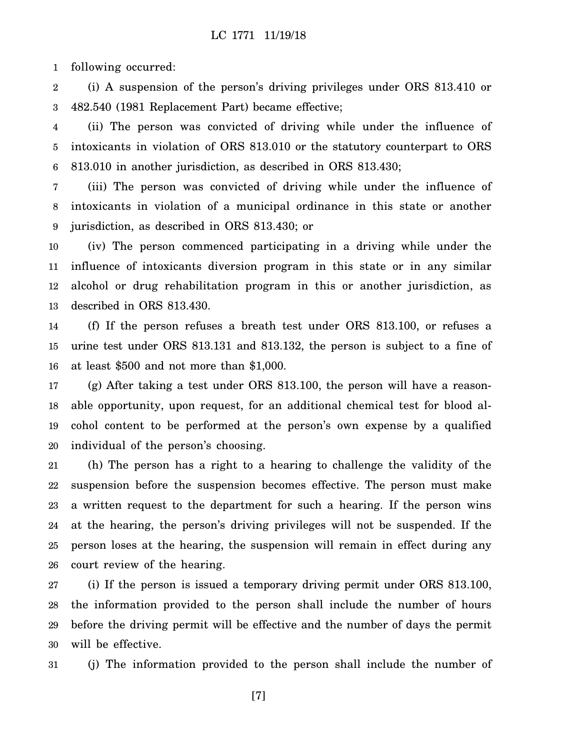following occurred:

(i) A suspension of the person's driving privileges under ORS 813.410 or 482.540 (1981 Replacement Part) became effective;

(ii) The person was convicted of driving while under the influence of intoxicants in violation of ORS 813.010 or the statutory counterpart to ORS 813.010 in another jurisdiction, as described in ORS 813.430;

(iii) The person was convicted of driving while under the influence of intoxicants in violation of a municipal ordinance in this state or another jurisdiction, as described in ORS 813.430; or

(iv) The person commenced participating in a driving while under the influence of intoxicants diversion program in this state or in any similar alcohol or drug rehabilitation program in this or another jurisdiction, as described in ORS 813.430.

(f) If the person refuses a breath test under ORS 813.100, or refuses a urine test under ORS 813.131 and 813.132, the person is subject to a fine of at least $500 and not more than $1,000.

(g) After taking a test under ORS 813.100, the person will have a reasonable opportunity, upon request, for an additional chemical test for blood alcohol content to be performed at the person's own expense by a qualified individual of the person's choosing.

(h) The person has a right to a hearing to challenge the validity of the suspension before the suspension becomes effective. The person must make a written request to the department for such a hearing. If the person wins at the hearing, the person's driving privileges will not be suspended. If the person loses at the hearing, the suspension will remain in effect during any court review of the hearing.

(i) If the person is issued a temporary driving permit under ORS 813.100, the information provided to the person shall include the number of hours before the driving permit will be effective and the number of days the permit will be effective.

(j) The information provided to the person shall include the number of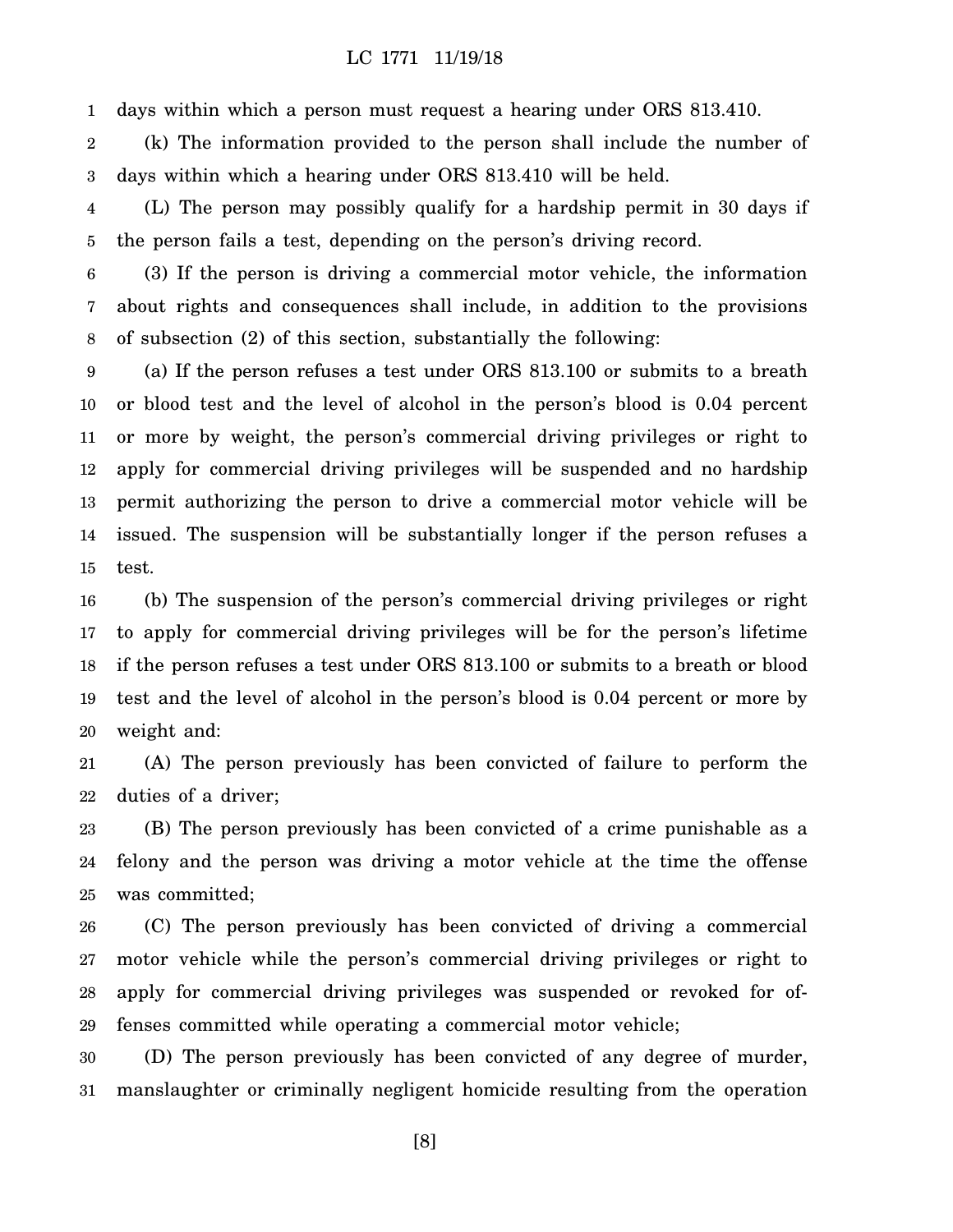days within which a person must request a hearing under ORS 813.410.

(k) The information provided to the person shall include the number of days within which a hearing under ORS 813.410 will be held.

(L) The person may possibly qualify for a hardship permit in 30 days if the person fails a test, depending on the person's driving record.

(3) If the person is driving a commercial motor vehicle, the information about rights and consequences shall include, in addition to the provisions of subsection (2) of this section, substantially the following:

(a) If the person refuses a test under ORS 813.100 or submits to a breath or blood test and the level of alcohol in the person's blood is 0.04 percent or more by weight, the person's commercial driving privileges or right to apply for commercial driving privileges will be suspended and no hardship permit authorizing the person to drive a commercial motor vehicle will be issued. The suspension will be substantially longer if the person refuses a test.

(b) The suspension of the person's commercial driving privileges or right to apply for commercial driving privileges will be for the person's lifetime if the person refuses a test under ORS 813.100 or submits to a breath or blood test and the level of alcohol in the person's blood is 0.04 percent or more by weight and:

(A) The person previously has been convicted of failure to perform the duties of a driver;

(B) The person previously has been convicted of a crime punishable as a felony and the person was driving a motor vehicle at the time the offense was committed;

(C) The person previously has been convicted of driving a commercial motor vehicle while the person's commercial driving privileges or right to apply for commercial driving privileges was suspended or revoked for offenses committed while operating a commercial motor vehicle;

(D) The person previously has been convicted of any degree of murder, manslaughter or criminally negligent homicide resulting from the operation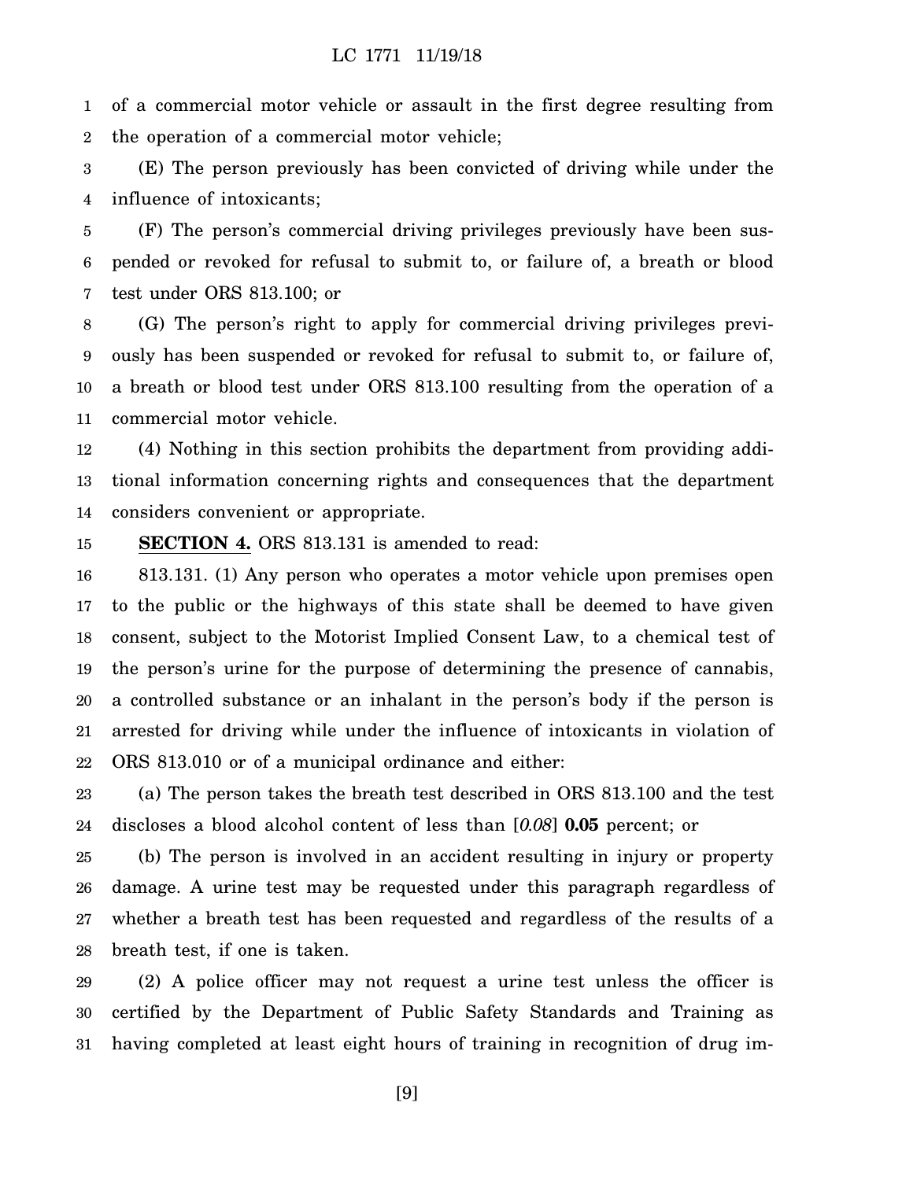of a commercial motor vehicle or assault in the first degree resulting from the operation of a commercial motor vehicle;

(E) The person previously has been convicted of driving while under the influence of intoxicants;

(F) The person's commercial driving privileges previously have been suspended or revoked for refusal to submit to, or failure of, a breath or blood test under ORS 813.100; or

(G) The person's right to apply for commercial driving privileges previously has been suspended or revoked for refusal to submit to, or failure of, a breath or blood test under ORS 813.100 resulting from the operation of a commercial motor vehicle.

(4) Nothing in this section prohibits the department from providing additional information concerning rights and consequences that the department considers convenient or appropriate.

**SECTION 4.** ORS 813.131 is amended to read:

813.131. (1) Any person who operates a motor vehicle upon premises open to the public or the highways of this state shall be deemed to have given consent, subject to the Motorist Implied Consent Law, to a chemical test of the person's urine for the purpose of determining the presence of cannabis, a controlled substance or an inhalant in the person's body if the person is arrested for driving while under the influence of intoxicants in violation of ORS 813.010 or of a municipal ordinance and either:

(a) The person takes the breath test described in ORS 813.100 and the test discloses a blood alcohol content of less than [*0.08*] **0.05** percent; or

(b) The person is involved in an accident resulting in injury or property damage. A urine test may be requested under this paragraph regardless of whether a breath test has been requested and regardless of the results of a breath test, if one is taken.

(2) A police officer may not request a urine test unless the officer is certified by the Department of Public Safety Standards and Training as having completed at least eight hours of training in recognition of drug im-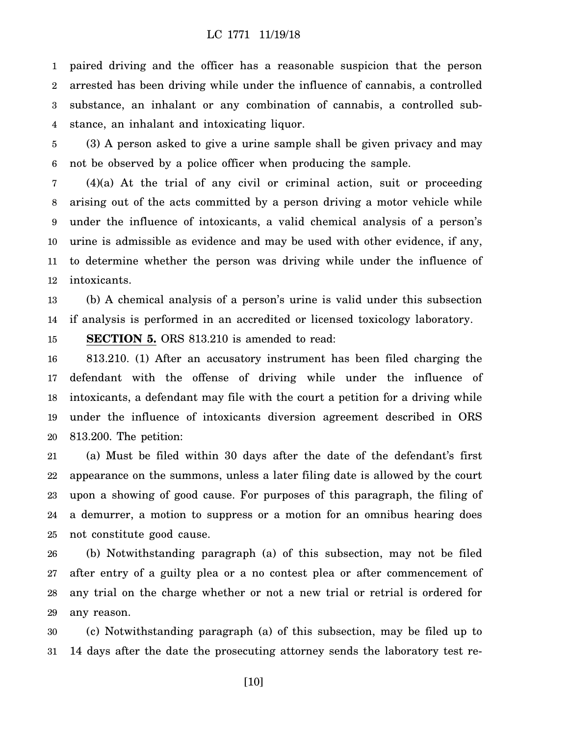paired driving and the officer has a reasonable suspicion that the person arrested has been driving while under the influence of cannabis, a controlled substance, an inhalant or any combination of cannabis, a controlled substance, an inhalant and intoxicating liquor.

(3) A person asked to give a urine sample shall be given privacy and may not be observed by a police officer when producing the sample.

(4)(a) At the trial of any civil or criminal action, suit or proceeding arising out of the acts committed by a person driving a motor vehicle while under the influence of intoxicants, a valid chemical analysis of a person's urine is admissible as evidence and may be used with other evidence, if any, to determine whether the person was driving while under the influence of intoxicants.

(b) A chemical analysis of a person's urine is valid under this subsection if analysis is performed in an accredited or licensed toxicology laboratory.

**SECTION 5.** ORS 813.210 is amended to read:

813.210. (1) After an accusatory instrument has been filed charging the defendant with the offense of driving while under the influence of intoxicants, a defendant may file with the court a petition for a driving while under the influence of intoxicants diversion agreement described in ORS 813.200. The petition:

(a) Must be filed within 30 days after the date of the defendant's first appearance on the summons, unless a later filing date is allowed by the court upon a showing of good cause. For purposes of this paragraph, the filing of a demurrer, a motion to suppress or a motion for an omnibus hearing does not constitute good cause.

(b) Notwithstanding paragraph (a) of this subsection, may not be filed after entry of a guilty plea or a no contest plea or after commencement of any trial on the charge whether or not a new trial or retrial is ordered for any reason.

(c) Notwithstanding paragraph (a) of this subsection, may be filed up to 14 days after the date the prosecuting attorney sends the laboratory test re-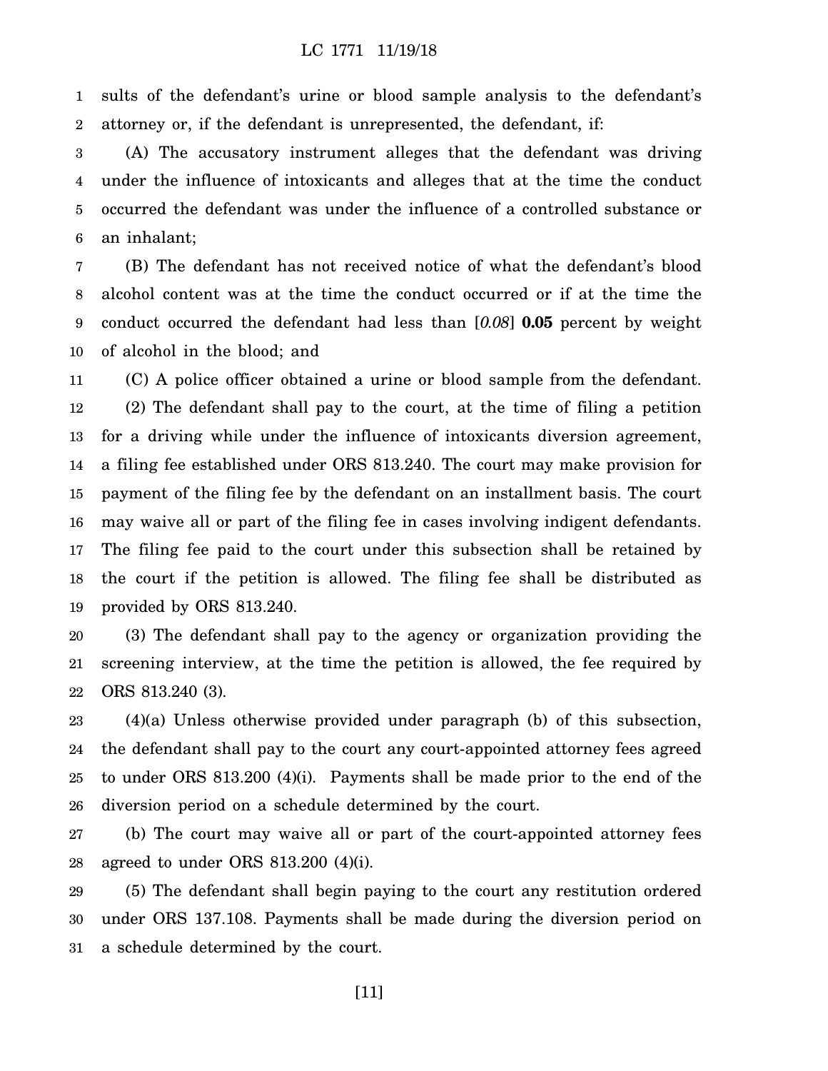sults of the defendant's urine or blood sample analysis to the defendant's attorney or, if the defendant is unrepresented, the defendant, if:

(A) The accusatory instrument alleges that the defendant was driving under the influence of intoxicants and alleges that at the time the conduct occurred the defendant was under the influence of a controlled substance or an inhalant;

(B) The defendant has not received notice of what the defendant's blood alcohol content was at the time the conduct occurred or if at the time the conduct occurred the defendant had less than [*0.08*] **0.05** percent by weight of alcohol in the blood; and

(C) A police officer obtained a urine or blood sample from the defendant.

(2) The defendant shall pay to the court, at the time of filing a petition for a driving while under the influence of intoxicants diversion agreement, a filing fee established under ORS 813.240. The court may make provision for payment of the filing fee by the defendant on an installment basis. The court may waive all or part of the filing fee in cases involving indigent defendants. The filing fee paid to the court under this subsection shall be retained by the court if the petition is allowed. The filing fee shall be distributed as provided by ORS 813.240.

(3) The defendant shall pay to the agency or organization providing the screening interview, at the time the petition is allowed, the fee required by ORS 813.240 (3).

(4)(a) Unless otherwise provided under paragraph (b) of this subsection, the defendant shall pay to the court any court-appointed attorney fees agreed to under ORS 813.200 (4)(i). Payments shall be made prior to the end of the diversion period on a schedule determined by the court.

(b) The court may waive all or part of the court-appointed attorney fees agreed to under ORS 813.200 (4)(i).

(5) The defendant shall begin paying to the court any restitution ordered under ORS 137.108. Payments shall be made during the diversion period on a schedule determined by the court.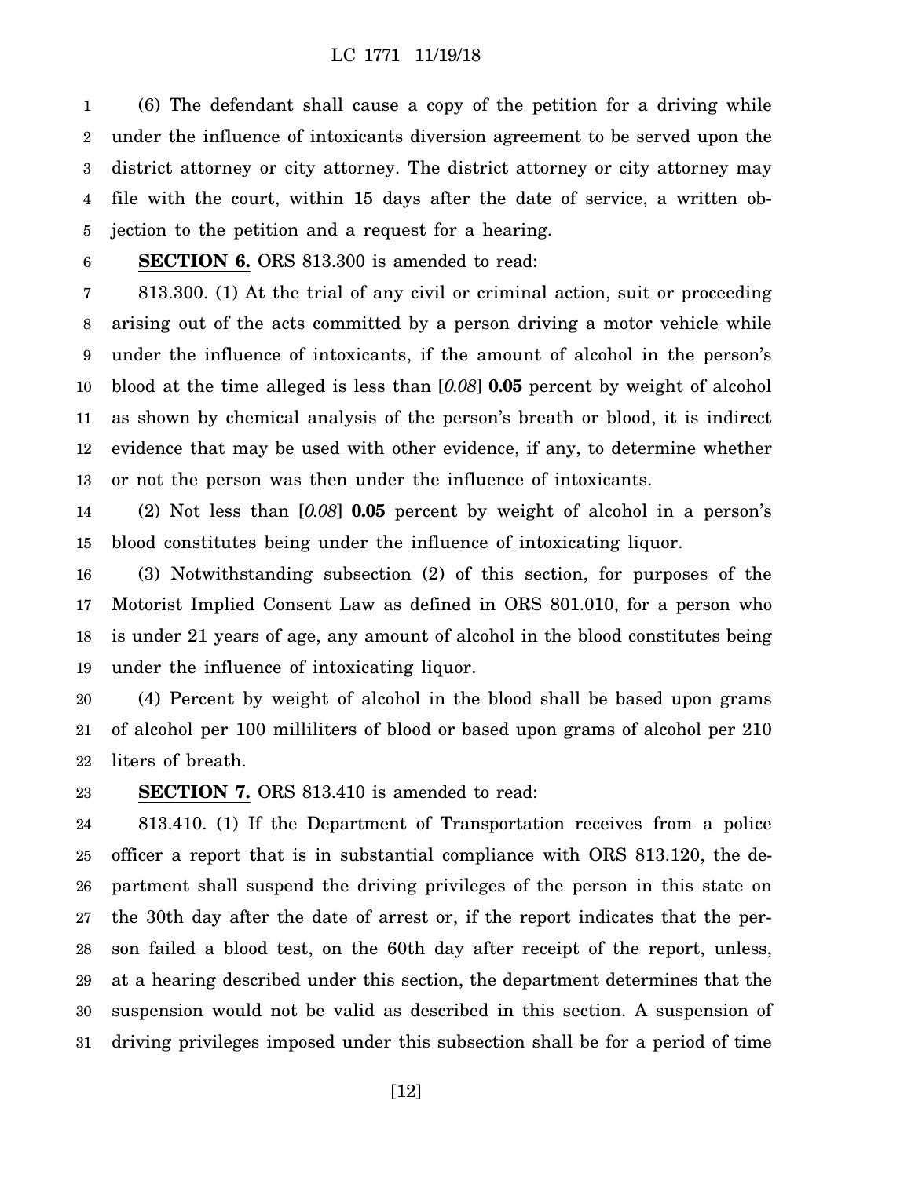(6) The defendant shall cause a copy of the petition for a driving while under the influence of intoxicants diversion agreement to be served upon the district attorney or city attorney. The district attorney or city attorney may file with the court, within 15 days after the date of service, a written objection to the petition and a request for a hearing.

**SECTION 6.** ORS 813.300 is amended to read:

813.300. (1) At the trial of any civil or criminal action, suit or proceeding arising out of the acts committed by a person driving a motor vehicle while under the influence of intoxicants, if the amount of alcohol in the person's blood at the time alleged is less than [*0.08*] **0.05** percent by weight of alcohol as shown by chemical analysis of the person's breath or blood, it is indirect evidence that may be used with other evidence, if any, to determine whether or not the person was then under the influence of intoxicants.

(2) Not less than [*0.08*] **0.05** percent by weight of alcohol in a person's blood constitutes being under the influence of intoxicating liquor.

(3) Notwithstanding subsection (2) of this section, for purposes of the Motorist Implied Consent Law as defined in ORS 801.010, for a person who is under 21 years of age, any amount of alcohol in the blood constitutes being under the influence of intoxicating liquor.

(4) Percent by weight of alcohol in the blood shall be based upon grams of alcohol per 100 milliliters of blood or based upon grams of alcohol per 210 liters of breath.

**SECTION 7.** ORS 813.410 is amended to read:

813.410. (1) If the Department of Transportation receives from a police officer a report that is in substantial compliance with ORS 813.120, the department shall suspend the driving privileges of the person in this state on the 30th day after the date of arrest or, if the report indicates that the person failed a blood test, on the 60th day after receipt of the report, unless, at a hearing described under this section, the department determines that the suspension would not be valid as described in this section. A suspension of driving privileges imposed under this subsection shall be for a period of time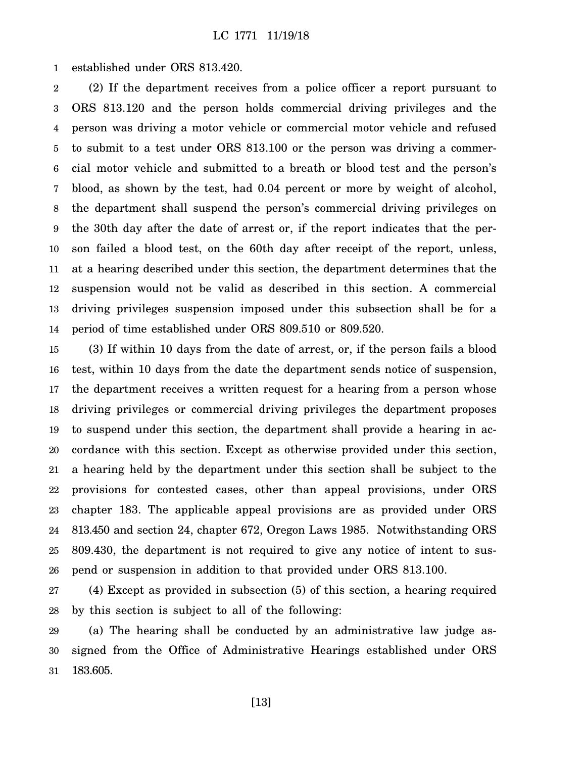established under ORS 813.420.

(2) If the department receives from a police officer a report pursuant to ORS 813.120 and the person holds commercial driving privileges and the person was driving a motor vehicle or commercial motor vehicle and refused to submit to a test under ORS 813.100 or the person was driving a commercial motor vehicle and submitted to a breath or blood test and the person's blood, as shown by the test, had 0.04 percent or more by weight of alcohol, the department shall suspend the person's commercial driving privileges on the 30th day after the date of arrest or, if the report indicates that the person failed a blood test, on the 60th day after receipt of the report, unless, at a hearing described under this section, the department determines that the suspension would not be valid as described in this section. A commercial driving privileges suspension imposed under this subsection shall be for a period of time established under ORS 809.510 or 809.520.

(3) If within 10 days from the date of arrest, or, if the person fails a blood test, within 10 days from the date the department sends notice of suspension, the department receives a written request for a hearing from a person whose driving privileges or commercial driving privileges the department proposes to suspend under this section, the department shall provide a hearing in accordance with this section. Except as otherwise provided under this section, a hearing held by the department under this section shall be subject to the provisions for contested cases, other than appeal provisions, under ORS chapter 183. The applicable appeal provisions are as provided under ORS 813.450 and section 24, chapter 672, Oregon Laws 1985. Notwithstanding ORS 809.430, the department is not required to give any notice of intent to suspend or suspension in addition to that provided under ORS 813.100.

(4) Except as provided in subsection (5) of this section, a hearing required by this section is subject to all of the following:

(a) The hearing shall be conducted by an administrative law judge assigned from the Office of Administrative Hearings established under ORS 183.605.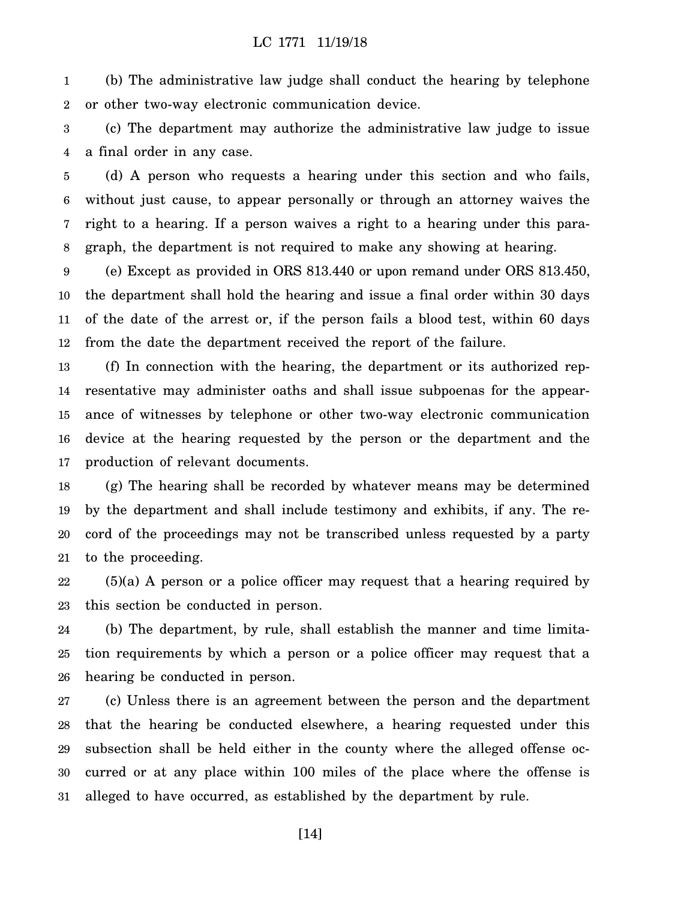(b) The administrative law judge shall conduct the hearing by telephone or other two-way electronic communication device.

(c) The department may authorize the administrative law judge to issue a final order in any case.

(d) A person who requests a hearing under this section and who fails, without just cause, to appear personally or through an attorney waives the right to a hearing. If a person waives a right to a hearing under this paragraph, the department is not required to make any showing at hearing.

(e) Except as provided in ORS 813.440 or upon remand under ORS 813.450, the department shall hold the hearing and issue a final order within 30 days of the date of the arrest or, if the person fails a blood test, within 60 days from the date the department received the report of the failure.

(f) In connection with the hearing, the department or its authorized representative may administer oaths and shall issue subpoenas for the appearance of witnesses by telephone or other two-way electronic communication device at the hearing requested by the person or the department and the production of relevant documents.

(g) The hearing shall be recorded by whatever means may be determined by the department and shall include testimony and exhibits, if any. The record of the proceedings may not be transcribed unless requested by a party to the proceeding.

(5)(a) A person or a police officer may request that a hearing required by this section be conducted in person.

(b) The department, by rule, shall establish the manner and time limitation requirements by which a person or a police officer may request that a hearing be conducted in person.

(c) Unless there is an agreement between the person and the department that the hearing be conducted elsewhere, a hearing requested under this subsection shall be held either in the county where the alleged offense occurred or at any place within 100 miles of the place where the offense is alleged to have occurred, as established by the department by rule.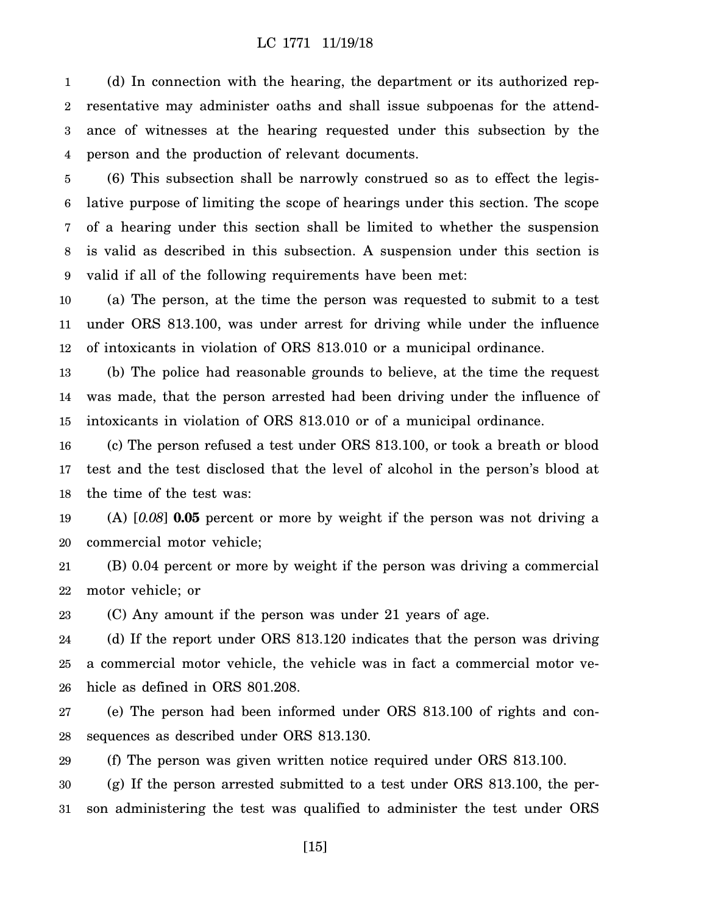(d) In connection with the hearing, the department or its authorized representative may administer oaths and shall issue subpoenas for the attendance of witnesses at the hearing requested under this subsection by the person and the production of relevant documents.

(6) This subsection shall be narrowly construed so as to effect the legislative purpose of limiting the scope of hearings under this section. The scope of a hearing under this section shall be limited to whether the suspension is valid as described in this subsection. A suspension under this section is valid if all of the following requirements have been met:

(a) The person, at the time the person was requested to submit to a test under ORS 813.100, was under arrest for driving while under the influence of intoxicants in violation of ORS 813.010 or a municipal ordinance.

(b) The police had reasonable grounds to believe, at the time the request was made, that the person arrested had been driving under the influence of intoxicants in violation of ORS 813.010 or of a municipal ordinance.

(c) The person refused a test under ORS 813.100, or took a breath or blood test and the test disclosed that the level of alcohol in the person's blood at the time of the test was:

(A) [*0.08*] **0.05** percent or more by weight if the person was not driving a commercial motor vehicle;

(B) 0.04 percent or more by weight if the person was driving a commercial motor vehicle; or

(C) Any amount if the person was under 21 years of age.

(d) If the report under ORS 813.120 indicates that the person was driving a commercial motor vehicle, the vehicle was in fact a commercial motor vehicle as defined in ORS 801.208.

(e) The person had been informed under ORS 813.100 of rights and consequences as described under ORS 813.130.

(f) The person was given written notice required under ORS 813.100.

(g) If the person arrested submitted to a test under ORS 813.100, the person administering the test was qualified to administer the test under ORS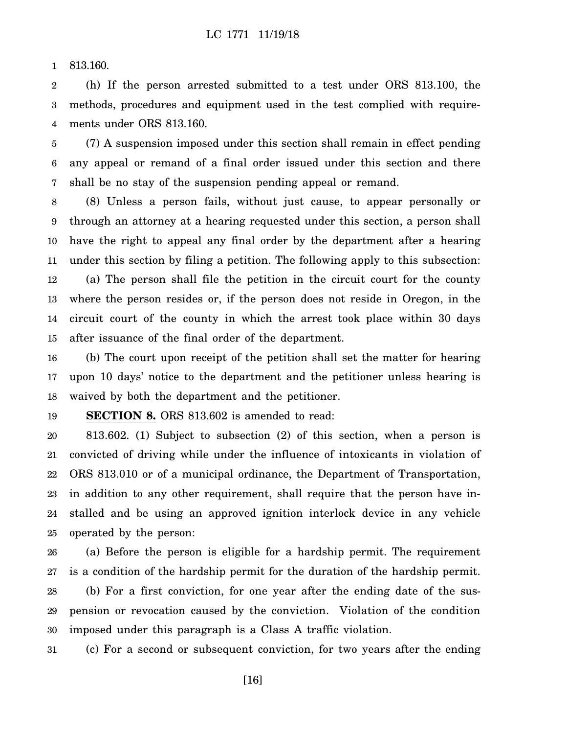813.160.

(h) If the person arrested submitted to a test under ORS 813.100, the methods, procedures and equipment used in the test complied with requirements under ORS 813.160.

(7) A suspension imposed under this section shall remain in effect pending any appeal or remand of a final order issued under this section and there shall be no stay of the suspension pending appeal or remand.

(8) Unless a person fails, without just cause, to appear personally or through an attorney at a hearing requested under this section, a person shall have the right to appeal any final order by the department after a hearing under this section by filing a petition. The following apply to this subsection:

(a) The person shall file the petition in the circuit court for the county where the person resides or, if the person does not reside in Oregon, in the circuit court of the county in which the arrest took place within 30 days after issuance of the final order of the department.

(b) The court upon receipt of the petition shall set the matter for hearing upon 10 days' notice to the department and the petitioner unless hearing is waived by both the department and the petitioner.

**SECTION 8.** ORS 813.602 is amended to read:

813.602. (1) Subject to subsection (2) of this section, when a person is convicted of driving while under the influence of intoxicants in violation of ORS 813.010 or of a municipal ordinance, the Department of Transportation, in addition to any other requirement, shall require that the person have installed and be using an approved ignition interlock device in any vehicle operated by the person:

(a) Before the person is eligible for a hardship permit. The requirement is a condition of the hardship permit for the duration of the hardship permit.

(b) For a first conviction, for one year after the ending date of the suspension or revocation caused by the conviction. Violation of the condition imposed under this paragraph is a Class A traffic violation.

(c) For a second or subsequent conviction, for two years after the ending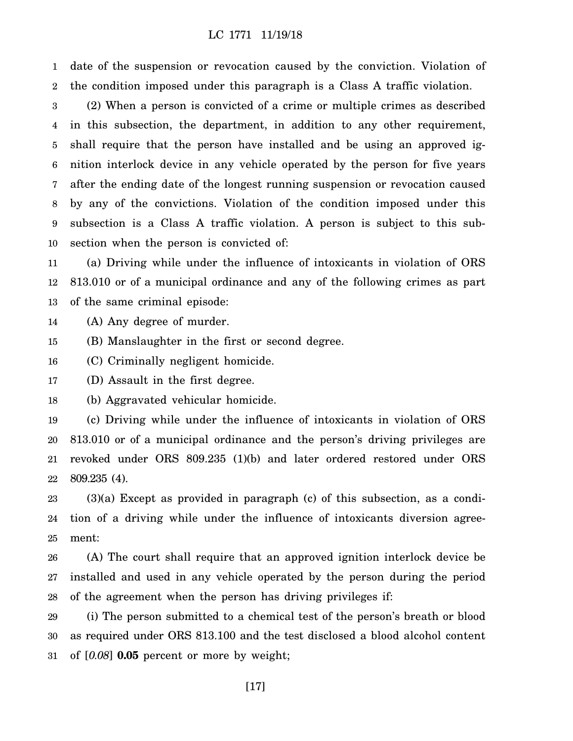date of the suspension or revocation caused by the conviction. Violation of the condition imposed under this paragraph is a Class A traffic violation.

(2) When a person is convicted of a crime or multiple crimes as described in this subsection, the department, in addition to any other requirement, shall require that the person have installed and be using an approved ignition interlock device in any vehicle operated by the person for five years after the ending date of the longest running suspension or revocation caused by any of the convictions. Violation of the condition imposed under this subsection is a Class A traffic violation. A person is subject to this subsection when the person is convicted of:

(a) Driving while under the influence of intoxicants in violation of ORS 813.010 or of a municipal ordinance and any of the following crimes as part of the same criminal episode:

(A) Any degree of murder.

(B) Manslaughter in the first or second degree.

(C) Criminally negligent homicide.

(D) Assault in the first degree.

(b) Aggravated vehicular homicide.

(c) Driving while under the influence of intoxicants in violation of ORS 813.010 or of a municipal ordinance and the person's driving privileges are revoked under ORS 809.235 (1)(b) and later ordered restored under ORS 809.235 (4).

(3)(a) Except as provided in paragraph (c) of this subsection, as a condition of a driving while under the influence of intoxicants diversion agreement:

(A) The court shall require that an approved ignition interlock device be installed and used in any vehicle operated by the person during the period of the agreement when the person has driving privileges if:

(i) The person submitted to a chemical test of the person's breath or blood as required under ORS 813.100 and the test disclosed a blood alcohol content of [*0.08*] **0.05** percent or more by weight;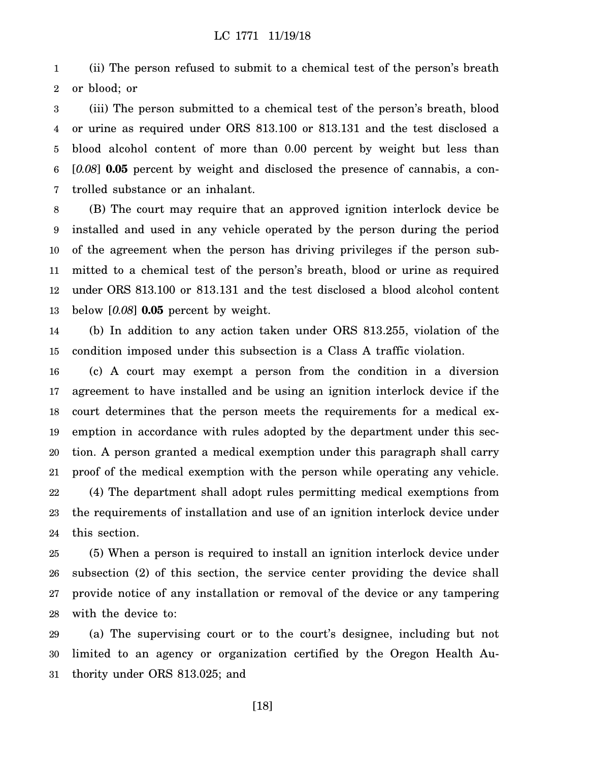(ii) The person refused to submit to a chemical test of the person's breath or blood; or

(iii) The person submitted to a chemical test of the person's breath, blood or urine as required under ORS 813.100 or 813.131 and the test disclosed a blood alcohol content of more than 0.00 percent by weight but less than [*0.08*] **0.05** percent by weight and disclosed the presence of cannabis, a controlled substance or an inhalant.

(B) The court may require that an approved ignition interlock device be installed and used in any vehicle operated by the person during the period of the agreement when the person has driving privileges if the person submitted to a chemical test of the person's breath, blood or urine as required under ORS 813.100 or 813.131 and the test disclosed a blood alcohol content below [*0.08*] **0.05** percent by weight.

(b) In addition to any action taken under ORS 813.255, violation of the condition imposed under this subsection is a Class A traffic violation.

(c) A court may exempt a person from the condition in a diversion agreement to have installed and be using an ignition interlock device if the court determines that the person meets the requirements for a medical exemption in accordance with rules adopted by the department under this section. A person granted a medical exemption under this paragraph shall carry proof of the medical exemption with the person while operating any vehicle.

(4) The department shall adopt rules permitting medical exemptions from the requirements of installation and use of an ignition interlock device under this section.

(5) When a person is required to install an ignition interlock device under subsection (2) of this section, the service center providing the device shall provide notice of any installation or removal of the device or any tampering with the device to:

(a) The supervising court or to the court's designee, including but not limited to an agency or organization certified by the Oregon Health Authority under ORS 813.025; and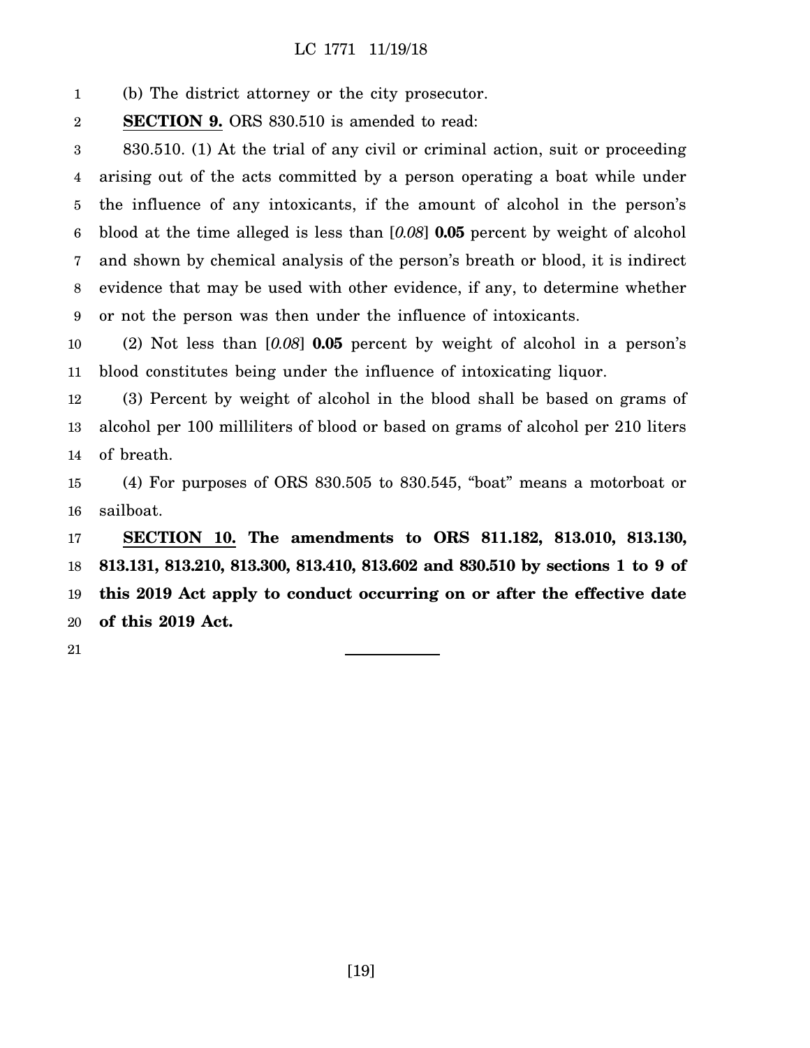(b) The district attorney or the city prosecutor.

**SECTION 9.** ORS 830.510 is amended to read:

830.510. (1) At the trial of any civil or criminal action, suit or proceeding arising out of the acts committed by a person operating a boat while under the influence of any intoxicants, if the amount of alcohol in the person's blood at the time alleged is less than [*0.08*] **0.05** percent by weight of alcohol and shown by chemical analysis of the person's breath or blood, it is indirect evidence that may be used with other evidence, if any, to determine whether or not the person was then under the influence of intoxicants.

(2) Not less than [*0.08*] **0.05** percent by weight of alcohol in a person's blood constitutes being under the influence of intoxicating liquor.

(3) Percent by weight of alcohol in the blood shall be based on grams of alcohol per 100 milliliters of blood or based on grams of alcohol per 210 liters of breath.

(4) For purposes of ORS 830.505 to 830.545, "boat" means a motorboat or sailboat.

**SECTION 10. The amendments to ORS 811.182, 813.010, 813.130, 813.131, 813.210, 813.300, 813.410, 813.602 and 830.510 by sections 1 to 9 of this 2019 Act apply to conduct occurring on or after the effective date of this 2019 Act.**